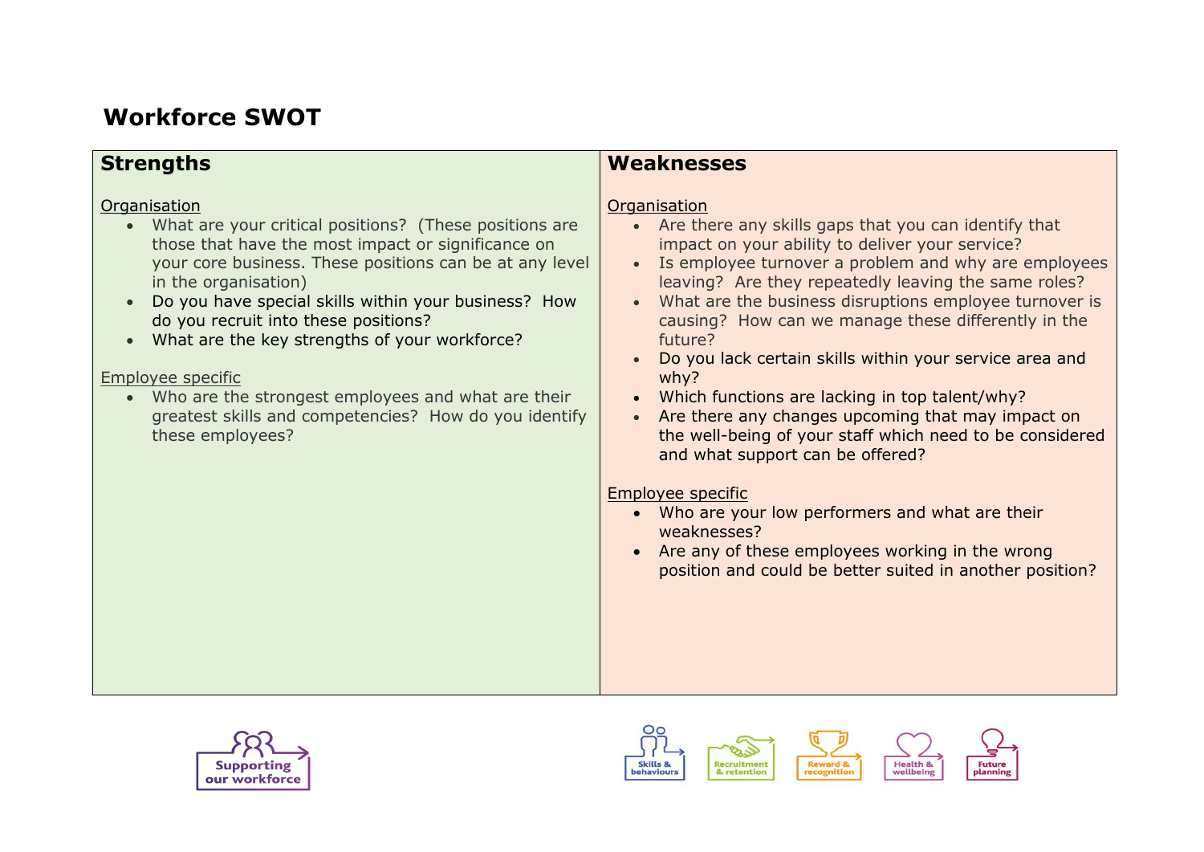# Workforce SWOT

## Strengths

Organisation

- What are your critical positions? (These positions are those that have the most impact or significance on your core business. These positions can be at any level in the organisation)
- Do you have special skills within your business? How do you recruit into these positions?
- What are the key strengths of your workforce?

Employee specific

- Who are the strongest employees and what are their greatest skills and competencies? How do you identify these employees?

## Weaknesses

Organisation

- Are there any skills gaps that you can identify that impact on your ability to deliver your service?
- Is employee turnover a problem and why are employees leaving? Are they repeatedly leaving the same roles?
- What are the business disruptions employee turnover is causing? How can we manage these differently in the future?
- Do you lack certain skills within your service area and why?
- Which functions are lacking in top talent/why?
- Are there any changes upcoming that may impact on the well-being of your staff which need to be considered and what support can be offered?

Employee specific

- Who are your low performers and what are their weaknesses?
- Are any of these employees working in the wrong position and could be better suited in another position?

Supporting our workforce

Skills & behaviours | Recruitment & retention | Reward & recognition | Health & wellbeing | Future planning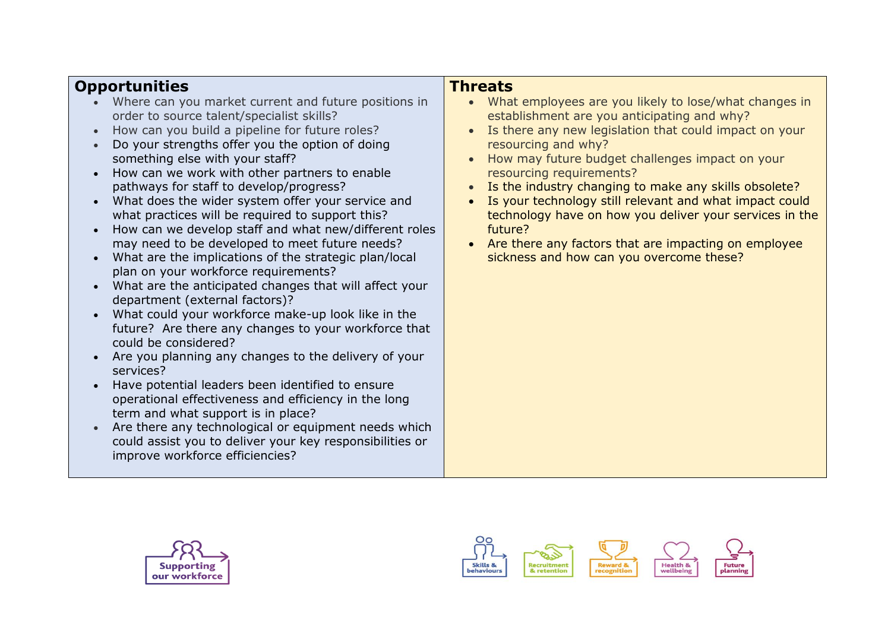## Opportunities

- Where can you market current and future positions in order to source talent/specialist skills?
- How can you build a pipeline for future roles?
- Do your strengths offer you the option of doing something else with your staff?
- How can we work with other partners to enable pathways for staff to develop/progress?
- What does the wider system offer your service and what practices will be required to support this?
- How can we develop staff and what new/different roles may need to be developed to meet future needs?
- What are the implications of the strategic plan/local plan on your workforce requirements?
- What are the anticipated changes that will affect your department (external factors)?
- What could your workforce make-up look like in the future? Are there any changes to your workforce that could be considered?
- Are you planning any changes to the delivery of your services?
- Have potential leaders been identified to ensure operational effectiveness and efficiency in the long term and what support is in place?
- Are there any technological or equipment needs which could assist you to deliver your key responsibilities or improve workforce efficiencies?

## Threats

- What employees are you likely to lose/what changes in establishment are you anticipating and why?
- Is there any new legislation that could impact on your resourcing and why?
- How may future budget challenges impact on your resourcing requirements?
- Is the industry changing to make any skills obsolete?
- Is your technology still relevant and what impact could technology have on how you deliver your services in the future?
- Are there any factors that are impacting on employee sickness and how can you overcome these?